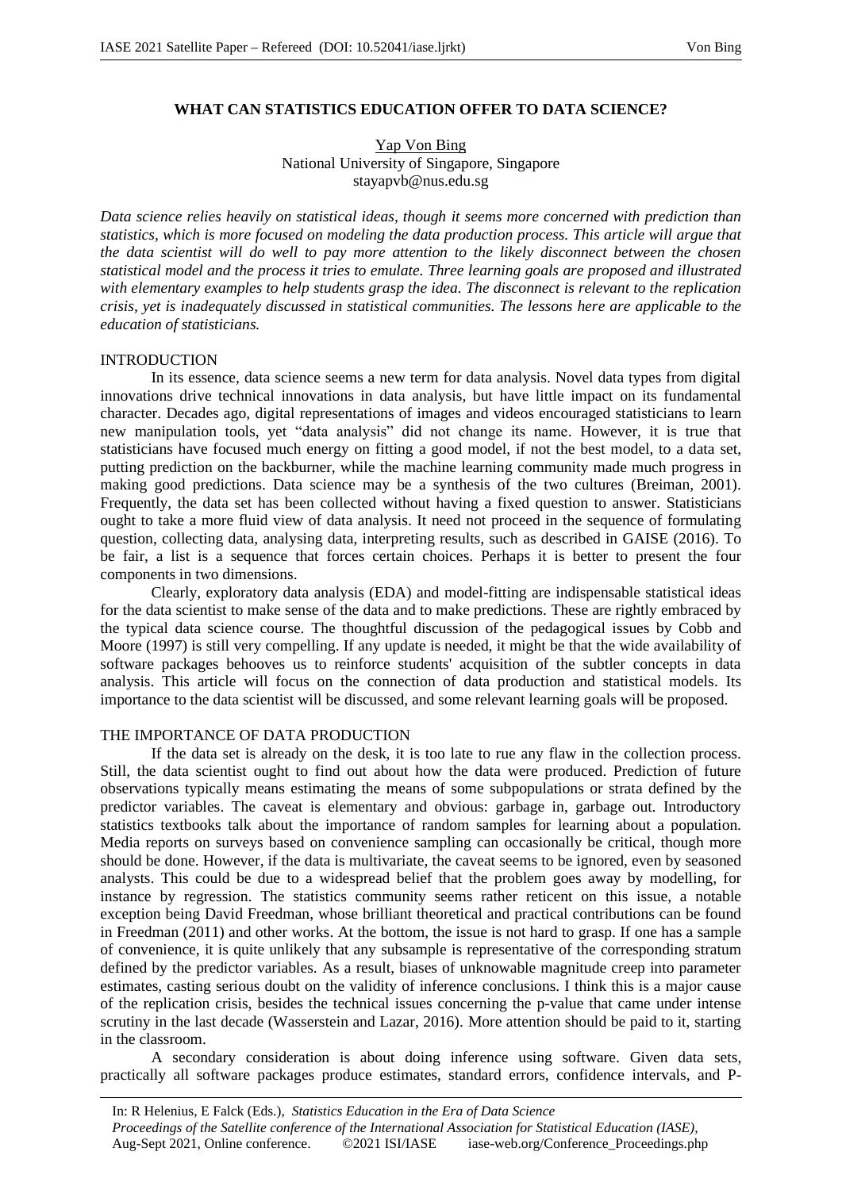# WHAT CAN STATISTICS EDUCATION OFFER TO DATA SCIENCE?

Yap Von Bing
National University of Singapore, Singapore
stayapvb@nus.edu.sg

*Data science relies heavily on statistical ideas, though it seems more concerned with prediction than statistics, which is more focused on modeling the data production process. This article will argue that the data scientist will do well to pay more attention to the likely disconnect between the chosen statistical model and the process it tries to emulate. Three learning goals are proposed and illustrated with elementary examples to help students grasp the idea. The disconnect is relevant to the replication crisis, yet is inadequately discussed in statistical communities. The lessons here are applicable to the education of statisticians.*

## INTRODUCTION

In its essence, data science seems a new term for data analysis. Novel data types from digital innovations drive technical innovations in data analysis, but have little impact on its fundamental character. Decades ago, digital representations of images and videos encouraged statisticians to learn new manipulation tools, yet "data analysis" did not change its name. However, it is true that statisticians have focused much energy on fitting a good model, if not the best model, to a data set, putting prediction on the backburner, while the machine learning community made much progress in making good predictions. Data science may be a synthesis of the two cultures (Breiman, 2001). Frequently, the data set has been collected without having a fixed question to answer. Statisticians ought to take a more fluid view of data analysis. It need not proceed in the sequence of formulating question, collecting data, analysing data, interpreting results, such as described in GAISE (2016). To be fair, a list is a sequence that forces certain choices. Perhaps it is better to present the four components in two dimensions.

Clearly, exploratory data analysis (EDA) and model-fitting are indispensable statistical ideas for the data scientist to make sense of the data and to make predictions. These are rightly embraced by the typical data science course. The thoughtful discussion of the pedagogical issues by Cobb and Moore (1997) is still very compelling. If any update is needed, it might be that the wide availability of software packages behooves us to reinforce students' acquisition of the subtler concepts in data analysis. This article will focus on the connection of data production and statistical models. Its importance to the data scientist will be discussed, and some relevant learning goals will be proposed.

## THE IMPORTANCE OF DATA PRODUCTION

If the data set is already on the desk, it is too late to rue any flaw in the collection process. Still, the data scientist ought to find out about how the data were produced. Prediction of future observations typically means estimating the means of some subpopulations or strata defined by the predictor variables. The caveat is elementary and obvious: garbage in, garbage out. Introductory statistics textbooks talk about the importance of random samples for learning about a population. Media reports on surveys based on convenience sampling can occasionally be critical, though more should be done. However, if the data is multivariate, the caveat seems to be ignored, even by seasoned analysts. This could be due to a widespread belief that the problem goes away by modelling, for instance by regression. The statistics community seems rather reticent on this issue, a notable exception being David Freedman, whose brilliant theoretical and practical contributions can be found in Freedman (2011) and other works. At the bottom, the issue is not hard to grasp. If one has a sample of convenience, it is quite unlikely that any subsample is representative of the corresponding stratum defined by the predictor variables. As a result, biases of unknowable magnitude creep into parameter estimates, casting serious doubt on the validity of inference conclusions. I think this is a major cause of the replication crisis, besides the technical issues concerning the p-value that came under intense scrutiny in the last decade (Wasserstein and Lazar, 2016). More attention should be paid to it, starting in the classroom.

A secondary consideration is about doing inference using software. Given data sets, practically all software packages produce estimates, standard errors, confidence intervals, and P-

In: R Helenius, E Falck (Eds.), *Statistics Education in the Era of Data Science*
*Proceedings of the Satellite conference of the International Association for Statistical Education (IASE)*, Aug-Sept 2021, Online conference. ©2021 ISI/IASE iase-web.org/Conference_Proceedings.php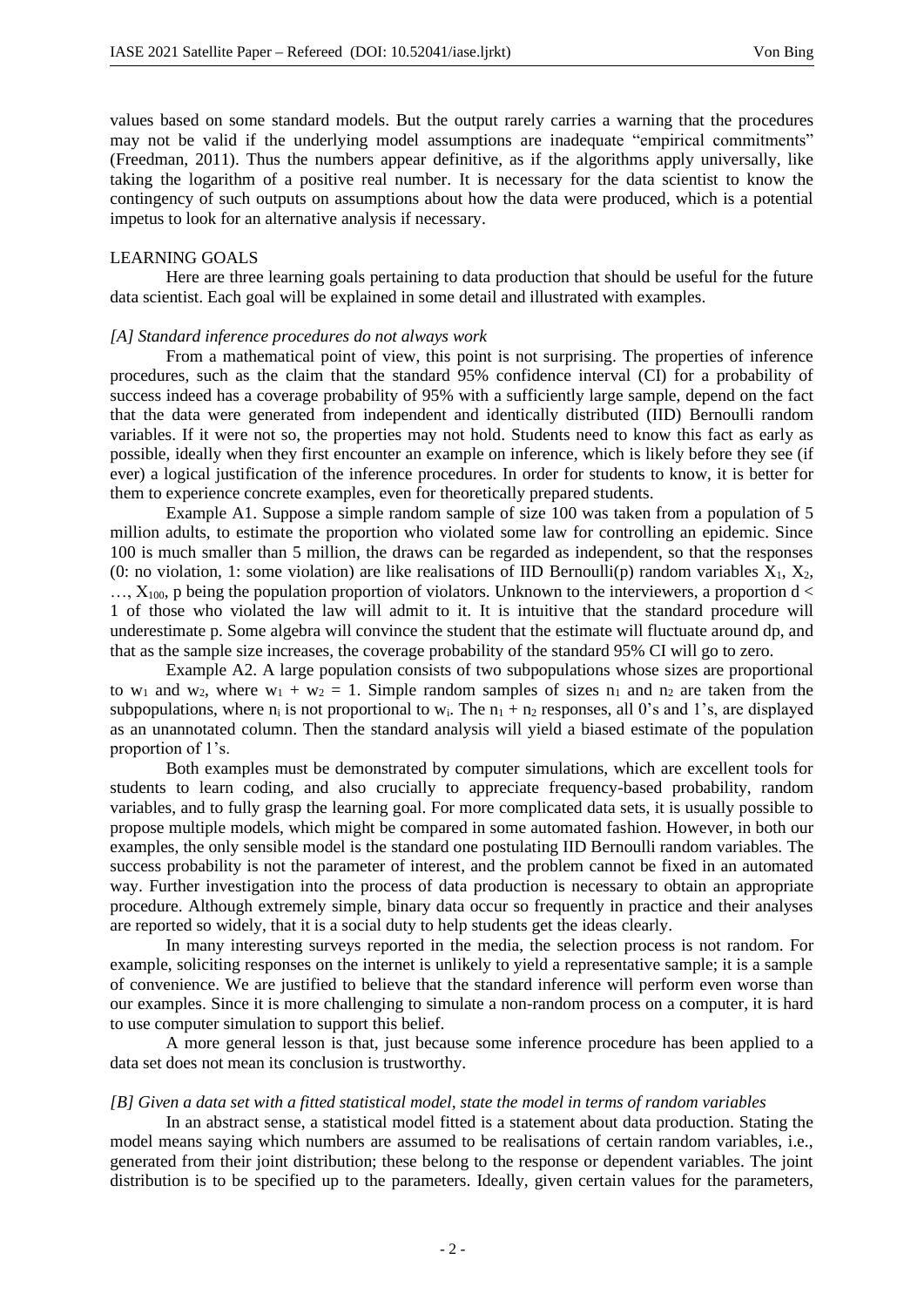values based on some standard models. But the output rarely carries a warning that the procedures may not be valid if the underlying model assumptions are inadequate "empirical commitments" (Freedman, 2011). Thus the numbers appear definitive, as if the algorithms apply universally, like taking the logarithm of a positive real number. It is necessary for the data scientist to know the contingency of such outputs on assumptions about how the data were produced, which is a potential impetus to look for an alternative analysis if necessary.

## LEARNING GOALS

Here are three learning goals pertaining to data production that should be useful for the future data scientist. Each goal will be explained in some detail and illustrated with examples.

### *[A] Standard inference procedures do not always work*

From a mathematical point of view, this point is not surprising. The properties of inference procedures, such as the claim that the standard 95% confidence interval (CI) for a probability of success indeed has a coverage probability of 95% with a sufficiently large sample, depend on the fact that the data were generated from independent and identically distributed (IID) Bernoulli random variables. If it were not so, the properties may not hold. Students need to know this fact as early as possible, ideally when they first encounter an example on inference, which is likely before they see (if ever) a logical justification of the inference procedures. In order for students to know, it is better for them to experience concrete examples, even for theoretically prepared students.

Example A1. Suppose a simple random sample of size 100 was taken from a population of 5 million adults, to estimate the proportion who violated some law for controlling an epidemic. Since 100 is much smaller than 5 million, the draws can be regarded as independent, so that the responses (0: no violation, 1: some violation) are like realisations of IID Bernoulli(p) random variables $X_1$, $X_2$, …, $X_{100}$, p being the population proportion of violators. Unknown to the interviewers, a proportion $d < 1$ of those who violated the law will admit to it. It is intuitive that the standard procedure will underestimate p. Some algebra will convince the student that the estimate will fluctuate around dp, and that as the sample size increases, the coverage probability of the standard 95% CI will go to zero.

Example A2. A large population consists of two subpopulations whose sizes are proportional to $w_1$ and $w_2$, where $w_1 + w_2 = 1$. Simple random samples of sizes $n_1$ and $n_2$ are taken from the subpopulations, where $n_i$ is not proportional to $w_i$. The $n_1 + n_2$ responses, all 0's and 1's, are displayed as an unannotated column. Then the standard analysis will yield a biased estimate of the population proportion of 1's.

Both examples must be demonstrated by computer simulations, which are excellent tools for students to learn coding, and also crucially to appreciate frequency-based probability, random variables, and to fully grasp the learning goal. For more complicated data sets, it is usually possible to propose multiple models, which might be compared in some automated fashion. However, in both our examples, the only sensible model is the standard one postulating IID Bernoulli random variables. The success probability is not the parameter of interest, and the problem cannot be fixed in an automated way. Further investigation into the process of data production is necessary to obtain an appropriate procedure. Although extremely simple, binary data occur so frequently in practice and their analyses are reported so widely, that it is a social duty to help students get the ideas clearly.

In many interesting surveys reported in the media, the selection process is not random. For example, soliciting responses on the internet is unlikely to yield a representative sample; it is a sample of convenience. We are justified to believe that the standard inference will perform even worse than our examples. Since it is more challenging to simulate a non-random process on a computer, it is hard to use computer simulation to support this belief.

A more general lesson is that, just because some inference procedure has been applied to a data set does not mean its conclusion is trustworthy.

### *[B] Given a data set with a fitted statistical model, state the model in terms of random variables*

In an abstract sense, a statistical model fitted is a statement about data production. Stating the model means saying which numbers are assumed to be realisations of certain random variables, i.e., generated from their joint distribution; these belong to the response or dependent variables. The joint distribution is to be specified up to the parameters. Ideally, given certain values for the parameters,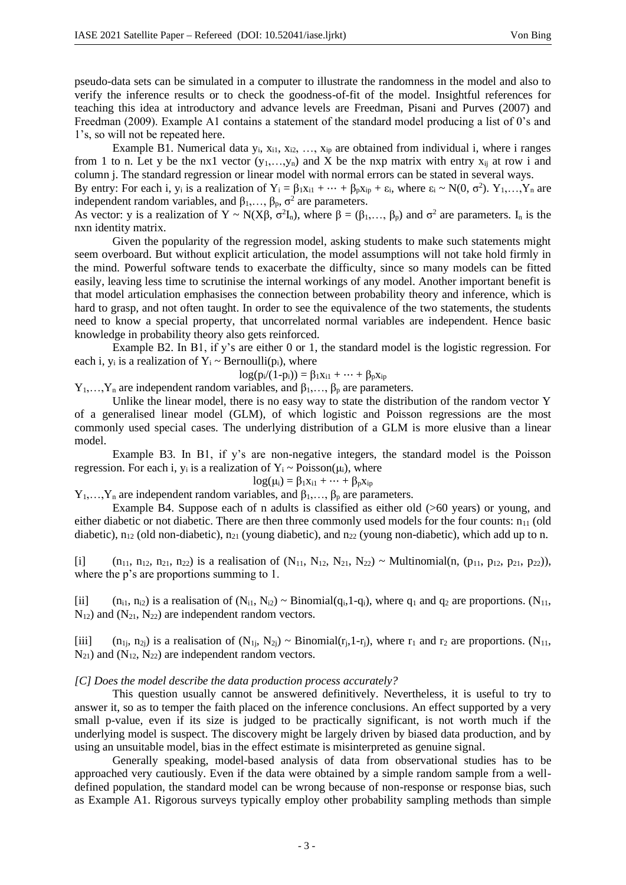pseudo-data sets can be simulated in a computer to illustrate the randomness in the model and also to verify the inference results or to check the goodness-of-fit of the model. Insightful references for teaching this idea at introductory and advance levels are Freedman, Pisani and Purves (2007) and Freedman (2009). Example A1 contains a statement of the standard model producing a list of 0's and 1's, so will not be repeated here.

Example B1. Numerical data $y_i$, $x_{i1}$, $x_{i2}$, …, $x_{ip}$ are obtained from individual i, where i ranges from 1 to n. Let y be the nx1 vector $(y_1,…,y_n)$ and X be the nxp matrix with entry $x_{ij}$ at row i and column j. The standard regression or linear model with normal errors can be stated in several ways.

By entry: For each i, $y_i$ is a realization of $Y_i = \beta_1 x_{i1} + \cdots + \beta_p x_{ip} + \varepsilon_i$, where $\varepsilon_i \sim N(0, \sigma^2)$. $Y_1,…,Y_n$ are independent random variables, and $\beta_1,…, \beta_p$, $\sigma^2$ are parameters.

As vector: y is a realization of $Y \sim N(X\beta, \sigma^2 I_n)$, where $\beta = (\beta_1,…, \beta_p)$ and $\sigma^2$ are parameters. $I_n$ is the nxn identity matrix.

Given the popularity of the regression model, asking students to make such statements might seem overboard. But without explicit articulation, the model assumptions will not take hold firmly in the mind. Powerful software tends to exacerbate the difficulty, since so many models can be fitted easily, leaving less time to scrutinise the internal workings of any model. Another important benefit is that model articulation emphasises the connection between probability theory and inference, which is hard to grasp, and not often taught. In order to see the equivalence of the two statements, the students need to know a special property, that uncorrelated normal variables are independent. Hence basic knowledge in probability theory also gets reinforced.

Example B2. In B1, if y's are either 0 or 1, the standard model is the logistic regression. For each i, $y_i$ is a realization of $Y_i \sim \text{Bernoulli}(p_i)$, where

$$\log(p_i/(1-p_i)) = \beta_1 x_{i1} + \cdots + \beta_p x_{ip}$$

$Y_1,…,Y_n$ are independent random variables, and $\beta_1,…, \beta_p$ are parameters.

Unlike the linear model, there is no easy way to state the distribution of the random vector Y of a generalised linear model (GLM), of which logistic and Poisson regressions are the most commonly used special cases. The underlying distribution of a GLM is more elusive than a linear model.

Example B3. In B1, if y's are non-negative integers, the standard model is the Poisson regression. For each i, $y_i$ is a realization of $Y_i \sim \text{Poisson}(\mu_i)$, where

$$\log(\mu_i) = \beta_1 x_{i1} + \cdots + \beta_p x_{ip}$$

$Y_1,…,Y_n$ are independent random variables, and $\beta_1,…, \beta_p$ are parameters.

Example B4. Suppose each of n adults is classified as either old (>60 years) or young, and either diabetic or not diabetic. There are then three commonly used models for the four counts: $n_{11}$ (old diabetic), $n_{12}$ (old non-diabetic), $n_{21}$ (young diabetic), and $n_{22}$ (young non-diabetic), which add up to n.

[i] $(n_{11}, n_{12}, n_{21}, n_{22})$ is a realisation of $(N_{11}, N_{12}, N_{21}, N_{22}) \sim \text{Multinomial}(n, (p_{11}, p_{12}, p_{21}, p_{22}))$, where the p's are proportions summing to 1.

[ii] $(n_{i1}, n_{i2})$ is a realisation of $(N_{i1}, N_{i2}) \sim \text{Binomial}(q_i,1-q_i)$, where $q_1$ and $q_2$ are proportions. $(N_{11}, N_{12})$ and $(N_{21}, N_{22})$ are independent random vectors.

[iii] $(n_{1j}, n_{2j})$ is a realisation of $(N_{1j}, N_{2j}) \sim \text{Binomial}(r_j,1-r_j)$, where $r_1$ and $r_2$ are proportions. $(N_{11}, N_{21})$ and $(N_{12}, N_{22})$ are independent random vectors.

*[C] Does the model describe the data production process accurately?*

This question usually cannot be answered definitively. Nevertheless, it is useful to try to answer it, so as to temper the faith placed on the inference conclusions. An effect supported by a very small p-value, even if its size is judged to be practically significant, is not worth much if the underlying model is suspect. The discovery might be largely driven by biased data production, and by using an unsuitable model, bias in the effect estimate is misinterpreted as genuine signal.

Generally speaking, model-based analysis of data from observational studies has to be approached very cautiously. Even if the data were obtained by a simple random sample from a well-defined population, the standard model can be wrong because of non-response or response bias, such as Example A1. Rigorous surveys typically employ other probability sampling methods than simple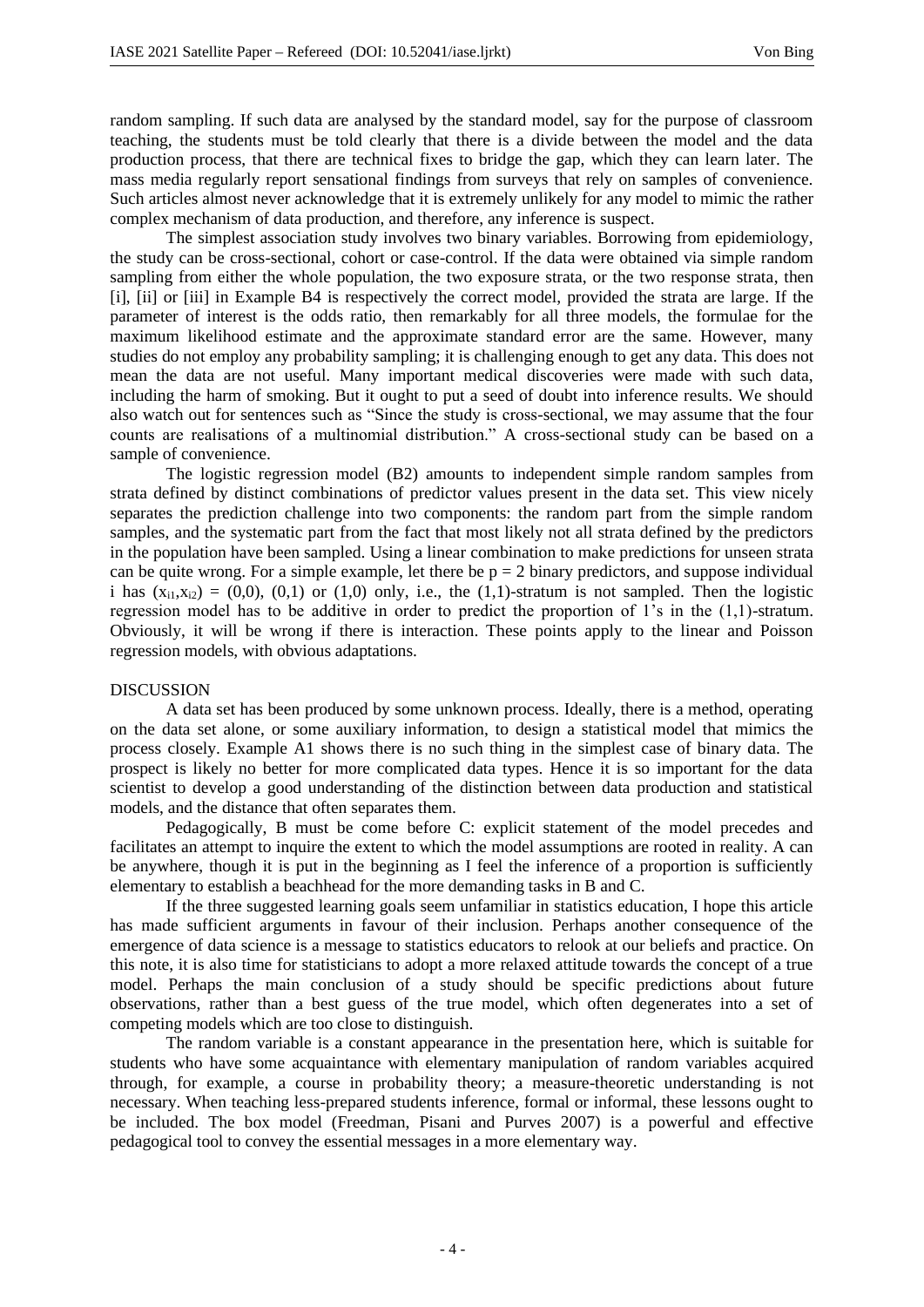random sampling. If such data are analysed by the standard model, say for the purpose of classroom teaching, the students must be told clearly that there is a divide between the model and the data production process, that there are technical fixes to bridge the gap, which they can learn later. The mass media regularly report sensational findings from surveys that rely on samples of convenience. Such articles almost never acknowledge that it is extremely unlikely for any model to mimic the rather complex mechanism of data production, and therefore, any inference is suspect.

The simplest association study involves two binary variables. Borrowing from epidemiology, the study can be cross-sectional, cohort or case-control. If the data were obtained via simple random sampling from either the whole population, the two exposure strata, or the two response strata, then [i], [ii] or [iii] in Example B4 is respectively the correct model, provided the strata are large. If the parameter of interest is the odds ratio, then remarkably for all three models, the formulae for the maximum likelihood estimate and the approximate standard error are the same. However, many studies do not employ any probability sampling; it is challenging enough to get any data. This does not mean the data are not useful. Many important medical discoveries were made with such data, including the harm of smoking. But it ought to put a seed of doubt into inference results. We should also watch out for sentences such as "Since the study is cross-sectional, we may assume that the four counts are realisations of a multinomial distribution." A cross-sectional study can be based on a sample of convenience.

The logistic regression model (B2) amounts to independent simple random samples from strata defined by distinct combinations of predictor values present in the data set. This view nicely separates the prediction challenge into two components: the random part from the simple random samples, and the systematic part from the fact that most likely not all strata defined by the predictors in the population have been sampled. Using a linear combination to make predictions for unseen strata can be quite wrong. For a simple example, let there be $p = 2$ binary predictors, and suppose individual i has $(x_{i1},x_{i2}) = (0,0)$, $(0,1)$ or $(1,0)$ only, i.e., the $(1,1)$-stratum is not sampled. Then the logistic regression model has to be additive in order to predict the proportion of 1's in the $(1,1)$-stratum. Obviously, it will be wrong if there is interaction. These points apply to the linear and Poisson regression models, with obvious adaptations.

## DISCUSSION

A data set has been produced by some unknown process. Ideally, there is a method, operating on the data set alone, or some auxiliary information, to design a statistical model that mimics the process closely. Example A1 shows there is no such thing in the simplest case of binary data. The prospect is likely no better for more complicated data types. Hence it is so important for the data scientist to develop a good understanding of the distinction between data production and statistical models, and the distance that often separates them.

Pedagogically, B must be come before C: explicit statement of the model precedes and facilitates an attempt to inquire the extent to which the model assumptions are rooted in reality. A can be anywhere, though it is put in the beginning as I feel the inference of a proportion is sufficiently elementary to establish a beachhead for the more demanding tasks in B and C.

If the three suggested learning goals seem unfamiliar in statistics education, I hope this article has made sufficient arguments in favour of their inclusion. Perhaps another consequence of the emergence of data science is a message to statistics educators to relook at our beliefs and practice. On this note, it is also time for statisticians to adopt a more relaxed attitude towards the concept of a true model. Perhaps the main conclusion of a study should be specific predictions about future observations, rather than a best guess of the true model, which often degenerates into a set of competing models which are too close to distinguish.

The random variable is a constant appearance in the presentation here, which is suitable for students who have some acquaintance with elementary manipulation of random variables acquired through, for example, a course in probability theory; a measure-theoretic understanding is not necessary. When teaching less-prepared students inference, formal or informal, these lessons ought to be included. The box model (Freedman, Pisani and Purves 2007) is a powerful and effective pedagogical tool to convey the essential messages in a more elementary way.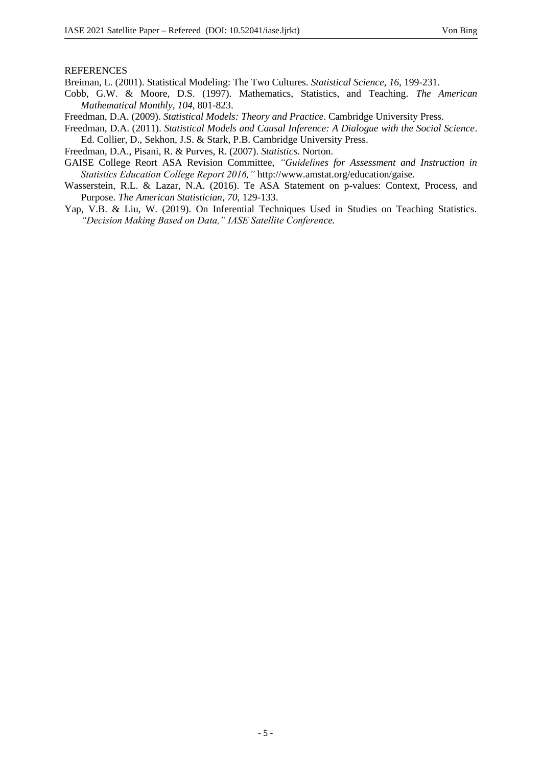REFERENCES

Breiman, L. (2001). Statistical Modeling: The Two Cultures. *Statistical Science*, *16*, 199-231.

Cobb, G.W. & Moore, D.S. (1997). Mathematics, Statistics, and Teaching. *The American Mathematical Monthly*, *104*, 801-823.

Freedman, D.A. (2009). *Statistical Models: Theory and Practice*. Cambridge University Press.

Freedman, D.A. (2011). *Statistical Models and Causal Inference: A Dialogue with the Social Science*. Ed. Collier, D., Sekhon, J.S. & Stark, P.B. Cambridge University Press.

Freedman, D.A., Pisani, R. & Purves, R. (2007). *Statistics*. Norton.

GAISE College Reort ASA Revision Committee, *"Guidelines for Assessment and Instruction in Statistics Education College Report 2016,"* http://www.amstat.org/education/gaise.

Wasserstein, R.L. & Lazar, N.A. (2016). Te ASA Statement on p-values: Context, Process, and Purpose. *The American Statistician*, *70*, 129-133.

Yap, V.B. & Liu, W. (2019). On Inferential Techniques Used in Studies on Teaching Statistics. *"Decision Making Based on Data," IASE Satellite Conference.*